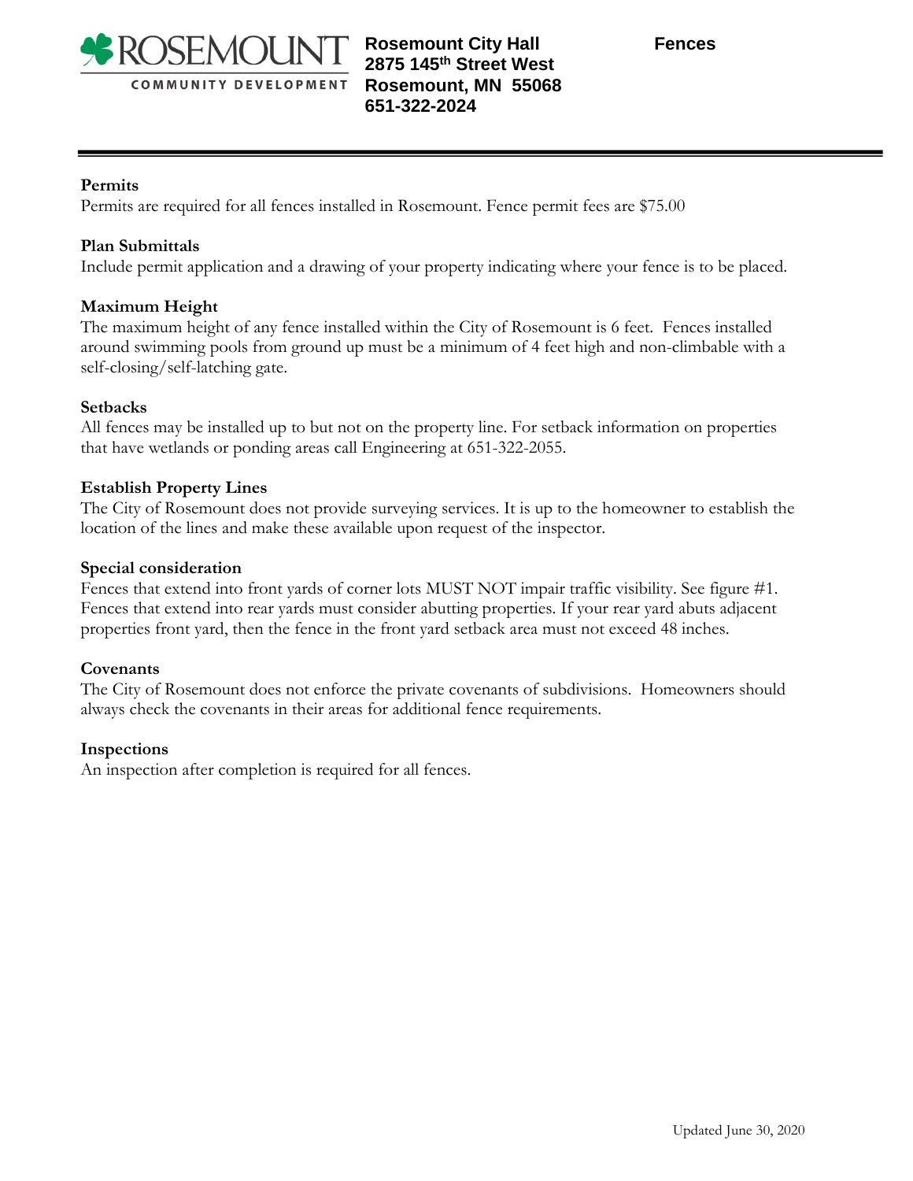ROSEMOUNT COMMUNITY DEVELOPMENT

**Rosemount City Hall**
**2875 145th Street West**
**Rosemount, MN 55068**
**651-322-2024**

# Fences

---

**Permits**

Permits are required for all fences installed in Rosemount. Fence permit fees are $75.00

**Plan Submittals**

Include permit application and a drawing of your property indicating where your fence is to be placed.

**Maximum Height**

The maximum height of any fence installed within the City of Rosemount is 6 feet. Fences installed around swimming pools from ground up must be a minimum of 4 feet high and non-climbable with a self-closing/self-latching gate.

**Setbacks**

All fences may be installed up to but not on the property line. For setback information on properties that have wetlands or ponding areas call Engineering at 651-322-2055.

**Establish Property Lines**

The City of Rosemount does not provide surveying services. It is up to the homeowner to establish the location of the lines and make these available upon request of the inspector.

**Special consideration**

Fences that extend into front yards of corner lots MUST NOT impair traffic visibility. See figure #1. Fences that extend into rear yards must consider abutting properties. If your rear yard abuts adjacent properties front yard, then the fence in the front yard setback area must not exceed 48 inches.

**Covenants**

The City of Rosemount does not enforce the private covenants of subdivisions. Homeowners should always check the covenants in their areas for additional fence requirements.

**Inspections**

An inspection after completion is required for all fences.

Updated June 30, 2020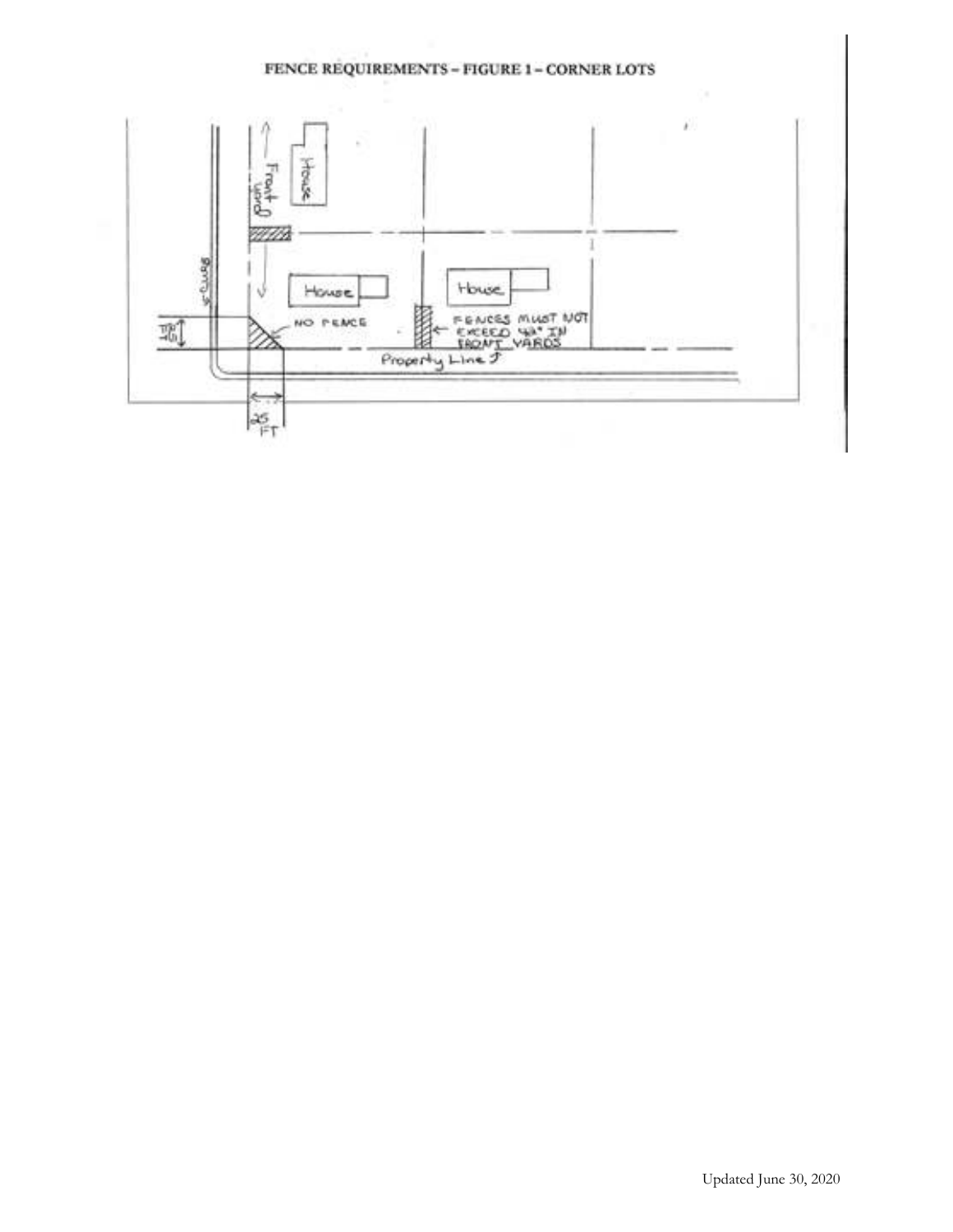**FENCE REQUIREMENTS – FIGURE 1 – CORNER LOTS**

House

Front yard

House

House

NO FENCE

FENCES MUST NOT EXCEED 48" IN FRONT YARDS

Property Line

25 FT

25 FT

Updated June 30, 2020